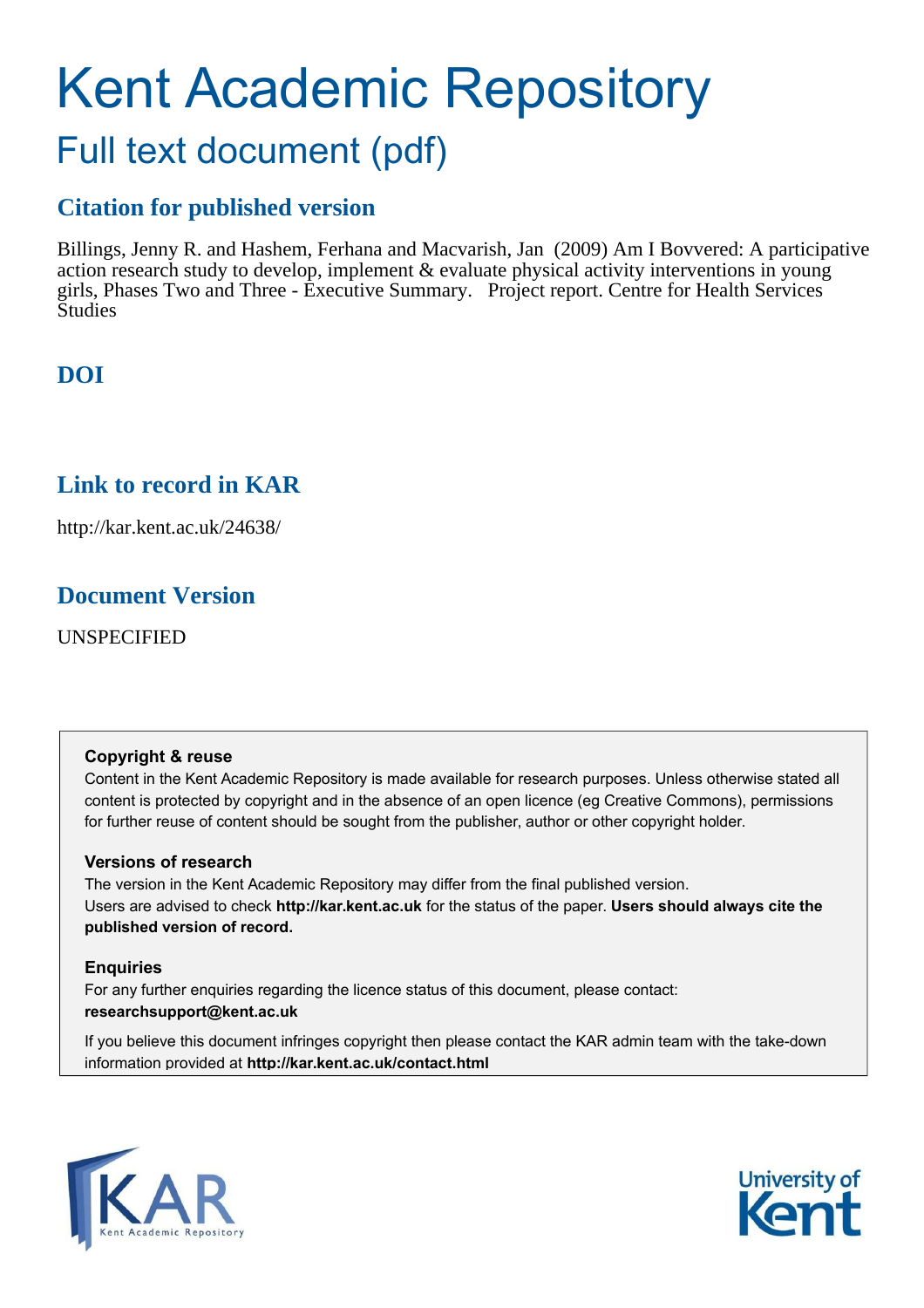# Kent Academic Repository

## Full text document (pdf)

### Citation for published version

Billings, Jenny R. and Hashem, Ferhana and Macvarish, Jan (2009) Am I Bovvered: A participative action research study to develop, implement & evaluate physical activity interventions in young girls, Phases Two and Three - Executive Summary. Project report. Centre for Health Services Studies

### DOI

### Link to record in KAR

http://kar.kent.ac.uk/24638/

### Document Version

UNSPECIFIED

**Copyright & reuse**

Content in the Kent Academic Repository is made available for research purposes. Unless otherwise stated all content is protected by copyright and in the absence of an open licence (eg Creative Commons), permissions for further reuse of content should be sought from the publisher, author or other copyright holder.

**Versions of research**

The version in the Kent Academic Repository may differ from the final published version. Users are advised to check **http://kar.kent.ac.uk** for the status of the paper. **Users should always cite the published version of record.**

**Enquiries**

For any further enquiries regarding the licence status of this document, please contact: **researchsupport@kent.ac.uk**

If you believe this document infringes copyright then please contact the KAR admin team with the take-down information provided at **http://kar.kent.ac.uk/contact.html**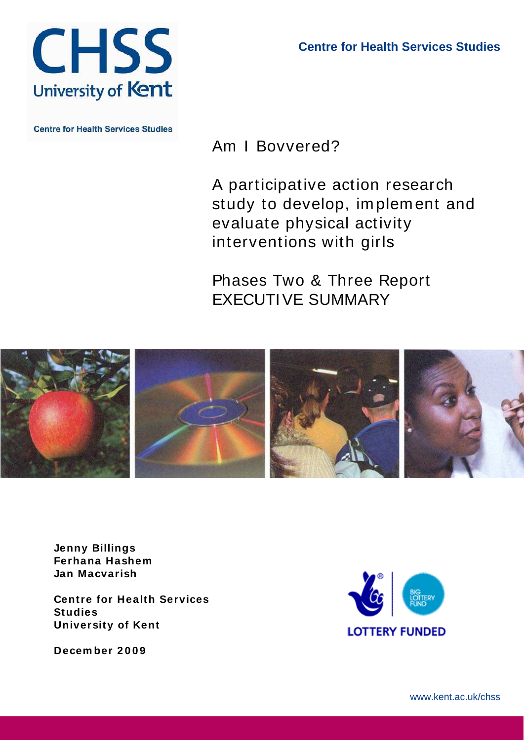Centre for Health Services Studies

# Am I Bovvered?

## A participative action research study to develop, implement and evaluate physical activity interventions with girls

## Phases Two & Three Report EXECUTIVE SUMMARY

**Jenny Billings**
**Ferhana Hashem**
**Jan Macvarish**

**Centre for Health Services Studies**
**University of Kent**

**December 2009**

LOTTERY FUNDED

www.kent.ac.uk/chss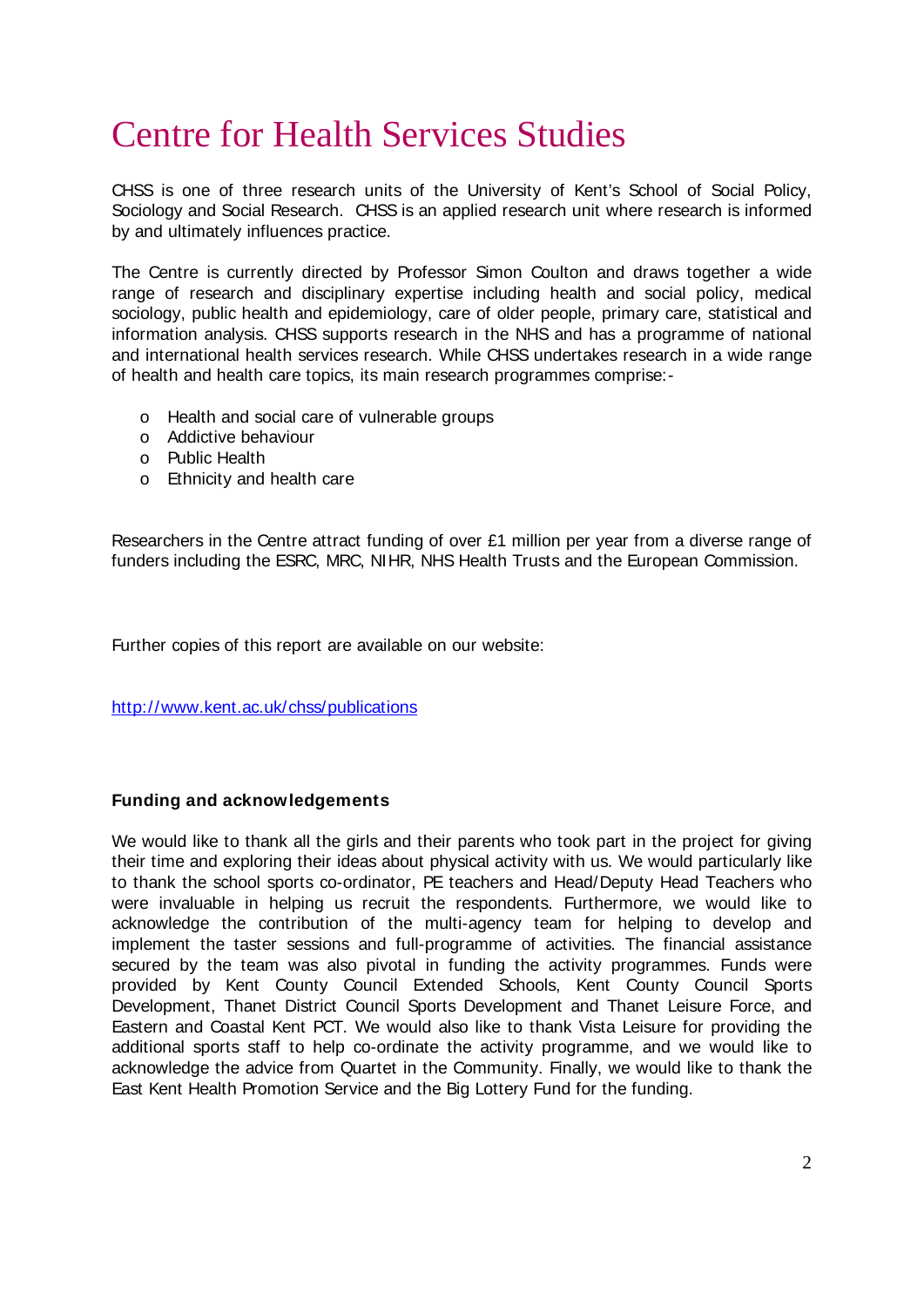# Centre for Health Services Studies

CHSS is one of three research units of the University of Kent's School of Social Policy, Sociology and Social Research. CHSS is an applied research unit where research is informed by and ultimately influences practice.

The Centre is currently directed by Professor Simon Coulton and draws together a wide range of research and disciplinary expertise including health and social policy, medical sociology, public health and epidemiology, care of older people, primary care, statistical and information analysis. CHSS supports research in the NHS and has a programme of national and international health services research. While CHSS undertakes research in a wide range of health and health care topics, its main research programmes comprise:-

- Health and social care of vulnerable groups
- Addictive behaviour
- Public Health
- Ethnicity and health care

Researchers in the Centre attract funding of over £1 million per year from a diverse range of funders including the ESRC, MRC, NIHR, NHS Health Trusts and the European Commission.

Further copies of this report are available on our website:

http://www.kent.ac.uk/chss/publications

**Funding and acknowledgements**

We would like to thank all the girls and their parents who took part in the project for giving their time and exploring their ideas about physical activity with us. We would particularly like to thank the school sports co-ordinator, PE teachers and Head/Deputy Head Teachers who were invaluable in helping us recruit the respondents. Furthermore, we would like to acknowledge the contribution of the multi-agency team for helping to develop and implement the taster sessions and full-programme of activities. The financial assistance secured by the team was also pivotal in funding the activity programmes. Funds were provided by Kent County Council Extended Schools, Kent County Council Sports Development, Thanet District Council Sports Development and Thanet Leisure Force, and Eastern and Coastal Kent PCT. We would also like to thank Vista Leisure for providing the additional sports staff to help co-ordinate the activity programme, and we would like to acknowledge the advice from Quartet in the Community. Finally, we would like to thank the East Kent Health Promotion Service and the Big Lottery Fund for the funding.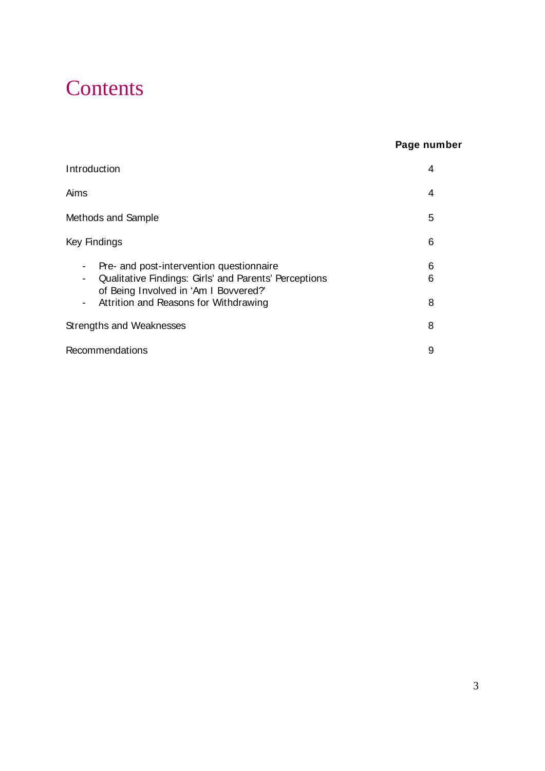# Contents

| | Page number |
|---|---|
| Introduction | 4 |
| Aims | 4 |
| Methods and Sample | 5 |
| Key Findings | 6 |
| - Pre- and post-intervention questionnaire | 6 |
| - Qualitative Findings: Girls' and Parents' Perceptions of Being Involved in 'Am I Bovvered?' | 6 |
| - Attrition and Reasons for Withdrawing | 8 |
| Strengths and Weaknesses | 8 |
| Recommendations | 9 |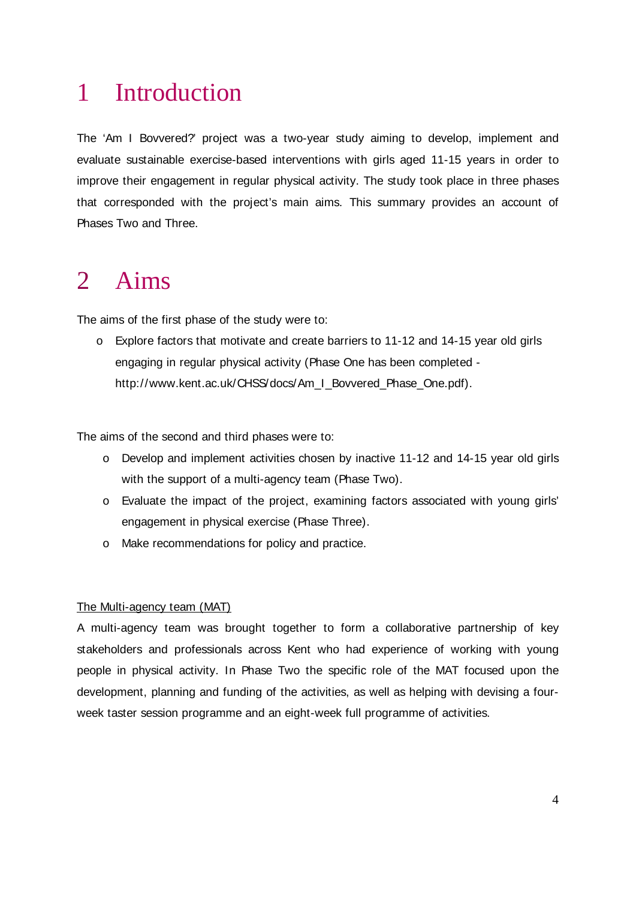# 1 Introduction

The 'Am I Bovvered?' project was a two-year study aiming to develop, implement and evaluate sustainable exercise-based interventions with girls aged 11-15 years in order to improve their engagement in regular physical activity. The study took place in three phases that corresponded with the project's main aims. This summary provides an account of Phases Two and Three.

# 2 Aims

The aims of the first phase of the study were to:

- Explore factors that motivate and create barriers to 11-12 and 14-15 year old girls engaging in regular physical activity (Phase One has been completed - http://www.kent.ac.uk/CHSS/docs/Am_I_Bovvered_Phase_One.pdf).

The aims of the second and third phases were to:

- Develop and implement activities chosen by inactive 11-12 and 14-15 year old girls with the support of a multi-agency team (Phase Two).
- Evaluate the impact of the project, examining factors associated with young girls' engagement in physical exercise (Phase Three).
- Make recommendations for policy and practice.

<u>The Multi-agency team (MAT)</u>

A multi-agency team was brought together to form a collaborative partnership of key stakeholders and professionals across Kent who had experience of working with young people in physical activity. In Phase Two the specific role of the MAT focused upon the development, planning and funding of the activities, as well as helping with devising a four-week taster session programme and an eight-week full programme of activities.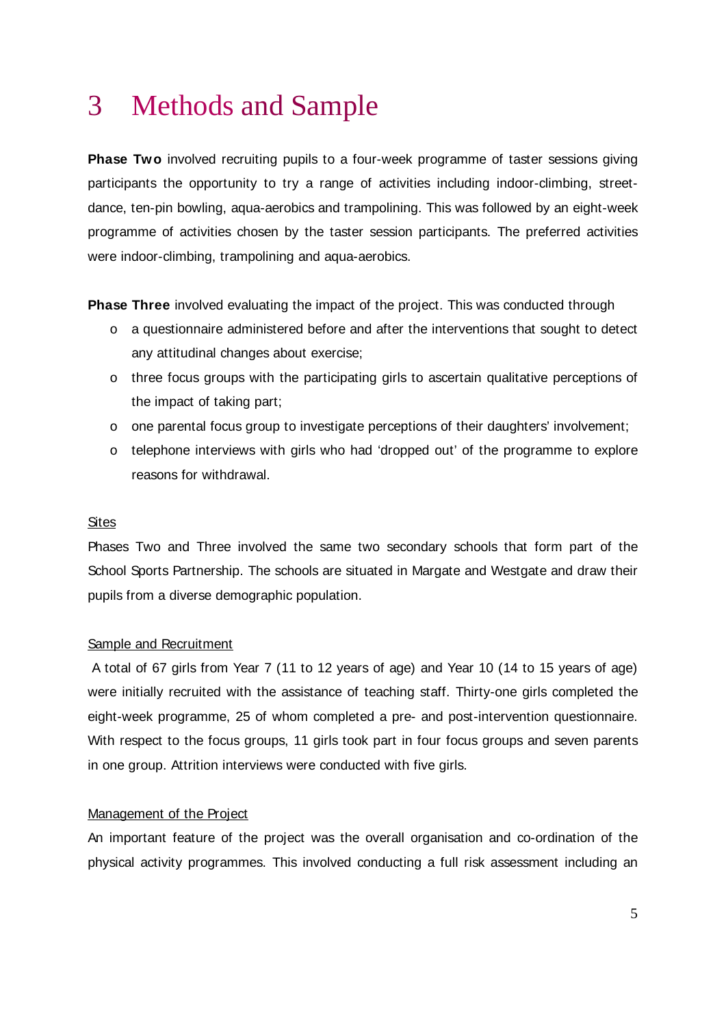# 3 Methods and Sample

**Phase Two** involved recruiting pupils to a four-week programme of taster sessions giving participants the opportunity to try a range of activities including indoor-climbing, street-dance, ten-pin bowling, aqua-aerobics and trampolining. This was followed by an eight-week programme of activities chosen by the taster session participants. The preferred activities were indoor-climbing, trampolining and aqua-aerobics.

**Phase Three** involved evaluating the impact of the project. This was conducted through

- a questionnaire administered before and after the interventions that sought to detect any attitudinal changes about exercise;
- three focus groups with the participating girls to ascertain qualitative perceptions of the impact of taking part;
- one parental focus group to investigate perceptions of their daughters' involvement;
- telephone interviews with girls who had 'dropped out' of the programme to explore reasons for withdrawal.

<u>Sites</u>

Phases Two and Three involved the same two secondary schools that form part of the School Sports Partnership. The schools are situated in Margate and Westgate and draw their pupils from a diverse demographic population.

<u>Sample and Recruitment</u>

A total of 67 girls from Year 7 (11 to 12 years of age) and Year 10 (14 to 15 years of age) were initially recruited with the assistance of teaching staff. Thirty-one girls completed the eight-week programme, 25 of whom completed a pre- and post-intervention questionnaire. With respect to the focus groups, 11 girls took part in four focus groups and seven parents in one group. Attrition interviews were conducted with five girls.

<u>Management of the Project</u>

An important feature of the project was the overall organisation and co-ordination of the physical activity programmes. This involved conducting a full risk assessment including an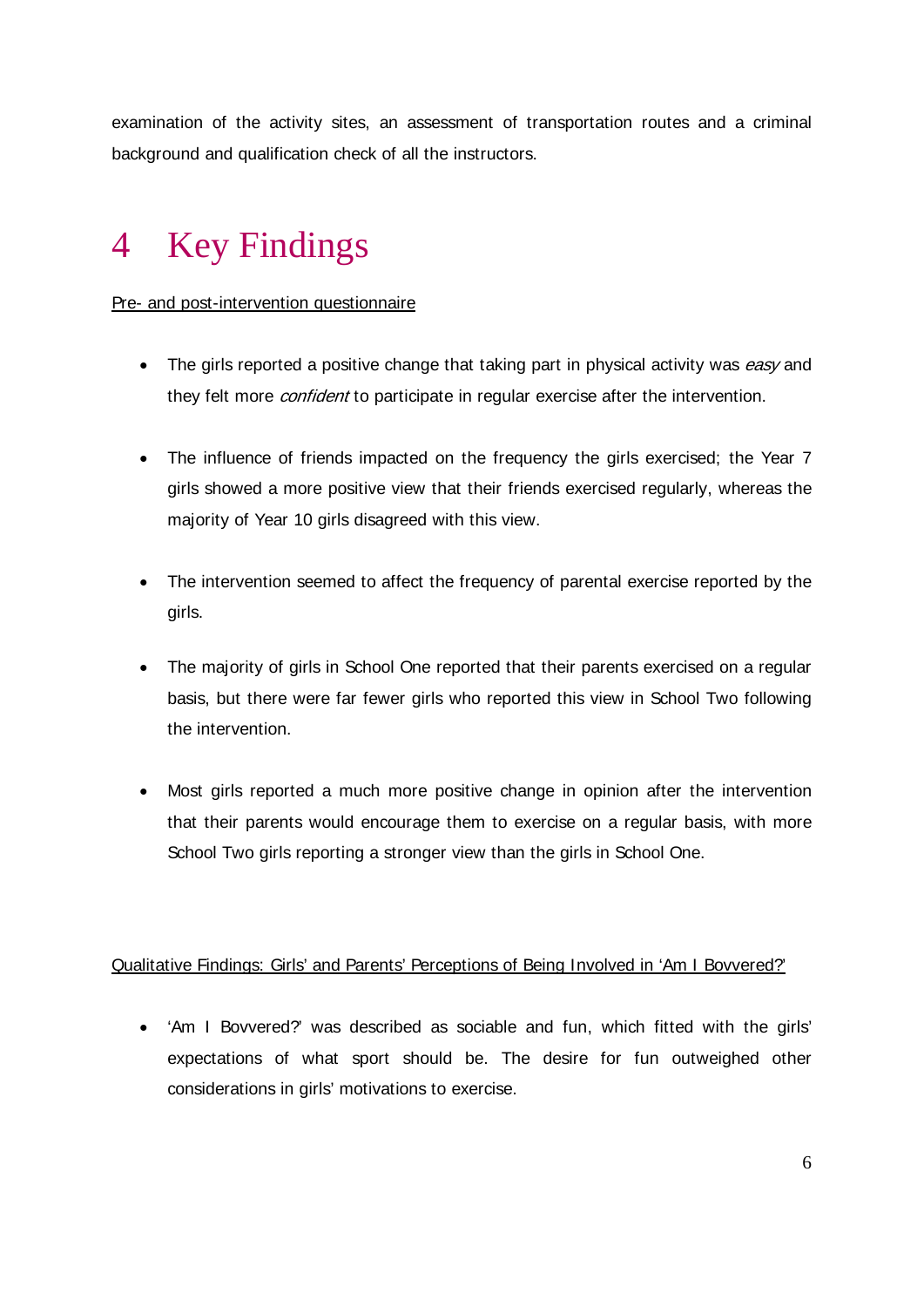examination of the activity sites, an assessment of transportation routes and a criminal background and qualification check of all the instructors.

# 4 Key Findings

Pre- and post-intervention questionnaire

- The girls reported a positive change that taking part in physical activity was *easy* and they felt more *confident* to participate in regular exercise after the intervention.

- The influence of friends impacted on the frequency the girls exercised; the Year 7 girls showed a more positive view that their friends exercised regularly, whereas the majority of Year 10 girls disagreed with this view.

- The intervention seemed to affect the frequency of parental exercise reported by the girls.

- The majority of girls in School One reported that their parents exercised on a regular basis, but there were far fewer girls who reported this view in School Two following the intervention.

- Most girls reported a much more positive change in opinion after the intervention that their parents would encourage them to exercise on a regular basis, with more School Two girls reporting a stronger view than the girls in School One.

Qualitative Findings: Girls' and Parents' Perceptions of Being Involved in 'Am I Bovvered?'

- 'Am I Bovvered?' was described as sociable and fun, which fitted with the girls' expectations of what sport should be. The desire for fun outweighed other considerations in girls' motivations to exercise.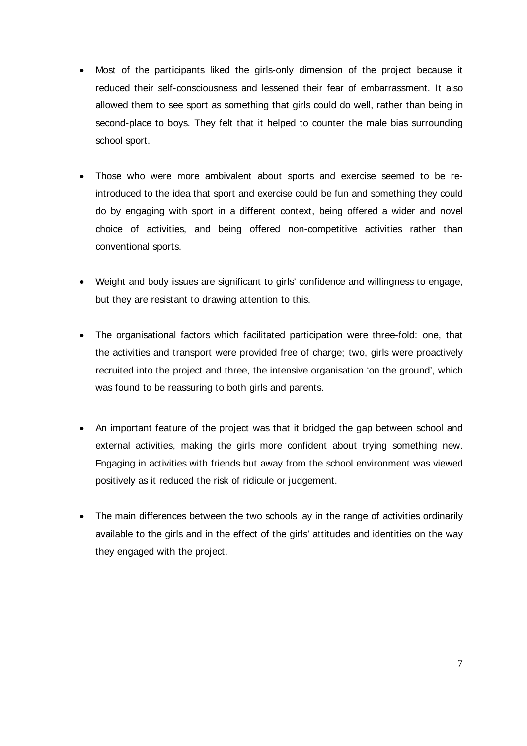- Most of the participants liked the girls-only dimension of the project because it reduced their self-consciousness and lessened their fear of embarrassment. It also allowed them to see sport as something that girls could do well, rather than being in second-place to boys. They felt that it helped to counter the male bias surrounding school sport.

- Those who were more ambivalent about sports and exercise seemed to be re-introduced to the idea that sport and exercise could be fun and something they could do by engaging with sport in a different context, being offered a wider and novel choice of activities, and being offered non-competitive activities rather than conventional sports.

- Weight and body issues are significant to girls' confidence and willingness to engage, but they are resistant to drawing attention to this.

- The organisational factors which facilitated participation were three-fold: one, that the activities and transport were provided free of charge; two, girls were proactively recruited into the project and three, the intensive organisation 'on the ground', which was found to be reassuring to both girls and parents.

- An important feature of the project was that it bridged the gap between school and external activities, making the girls more confident about trying something new. Engaging in activities with friends but away from the school environment was viewed positively as it reduced the risk of ridicule or judgement.

- The main differences between the two schools lay in the range of activities ordinarily available to the girls and in the effect of the girls' attitudes and identities on the way they engaged with the project.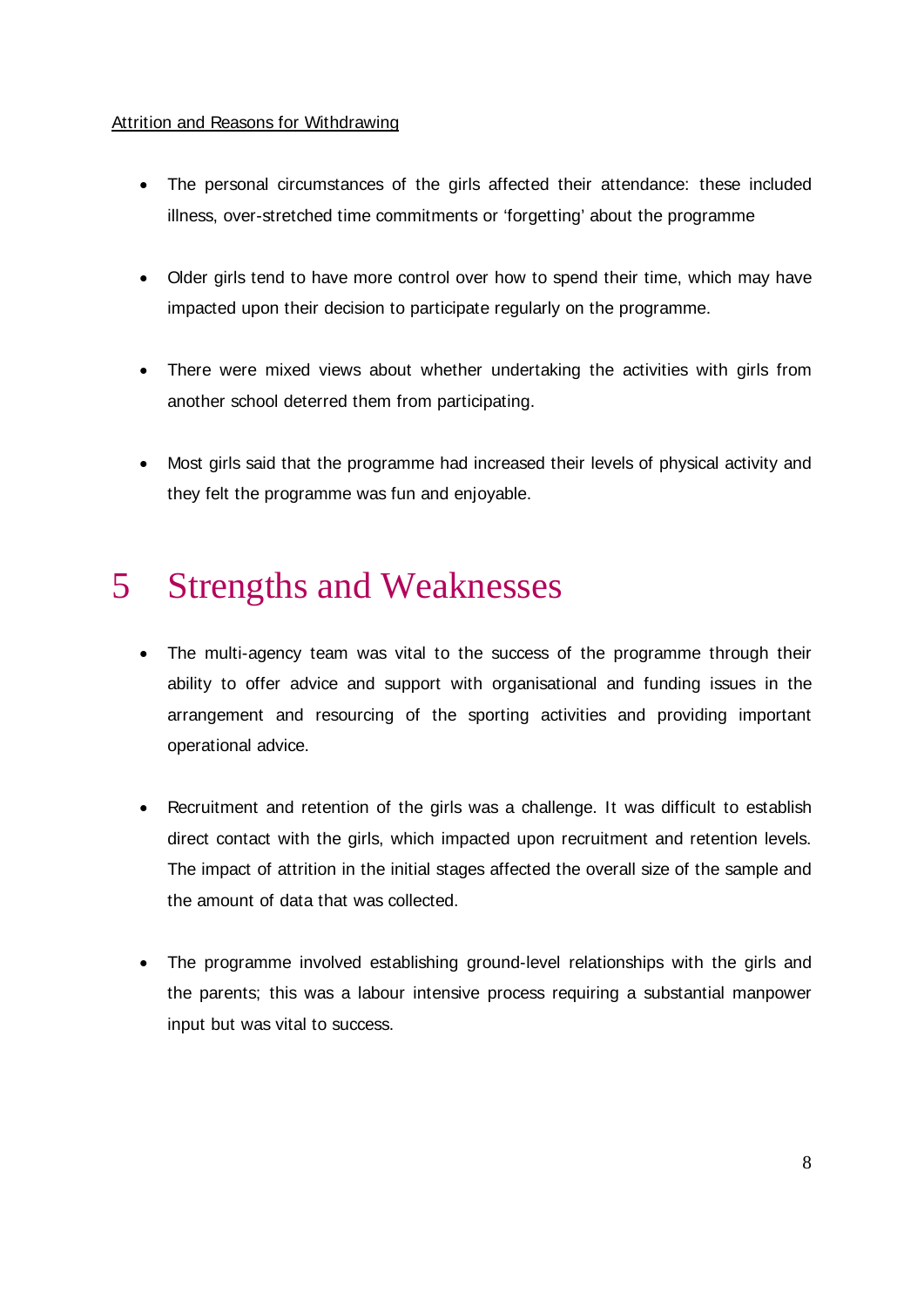Attrition and Reasons for Withdrawing

- The personal circumstances of the girls affected their attendance: these included illness, over-stretched time commitments or 'forgetting' about the programme

- Older girls tend to have more control over how to spend their time, which may have impacted upon their decision to participate regularly on the programme.

- There were mixed views about whether undertaking the activities with girls from another school deterred them from participating.

- Most girls said that the programme had increased their levels of physical activity and they felt the programme was fun and enjoyable.

# 5 Strengths and Weaknesses

- The multi-agency team was vital to the success of the programme through their ability to offer advice and support with organisational and funding issues in the arrangement and resourcing of the sporting activities and providing important operational advice.

- Recruitment and retention of the girls was a challenge. It was difficult to establish direct contact with the girls, which impacted upon recruitment and retention levels. The impact of attrition in the initial stages affected the overall size of the sample and the amount of data that was collected.

- The programme involved establishing ground-level relationships with the girls and the parents; this was a labour intensive process requiring a substantial manpower input but was vital to success.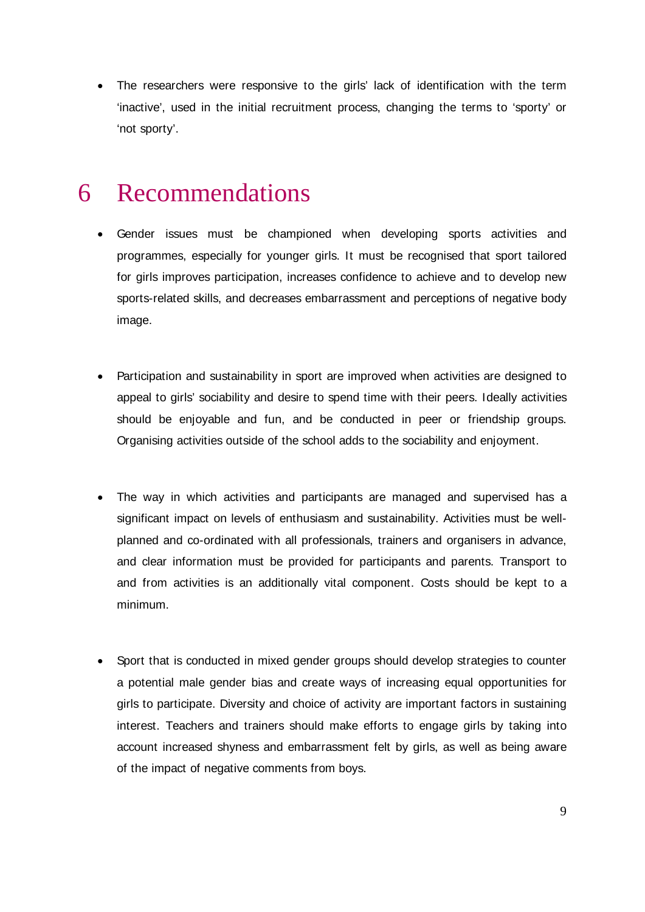- The researchers were responsive to the girls' lack of identification with the term 'inactive', used in the initial recruitment process, changing the terms to 'sporty' or 'not sporty'.

# 6 Recommendations

- Gender issues must be championed when developing sports activities and programmes, especially for younger girls. It must be recognised that sport tailored for girls improves participation, increases confidence to achieve and to develop new sports-related skills, and decreases embarrassment and perceptions of negative body image.

- Participation and sustainability in sport are improved when activities are designed to appeal to girls' sociability and desire to spend time with their peers. Ideally activities should be enjoyable and fun, and be conducted in peer or friendship groups. Organising activities outside of the school adds to the sociability and enjoyment.

- The way in which activities and participants are managed and supervised has a significant impact on levels of enthusiasm and sustainability. Activities must be well-planned and co-ordinated with all professionals, trainers and organisers in advance, and clear information must be provided for participants and parents. Transport to and from activities is an additionally vital component. Costs should be kept to a minimum.

- Sport that is conducted in mixed gender groups should develop strategies to counter a potential male gender bias and create ways of increasing equal opportunities for girls to participate. Diversity and choice of activity are important factors in sustaining interest. Teachers and trainers should make efforts to engage girls by taking into account increased shyness and embarrassment felt by girls, as well as being aware of the impact of negative comments from boys.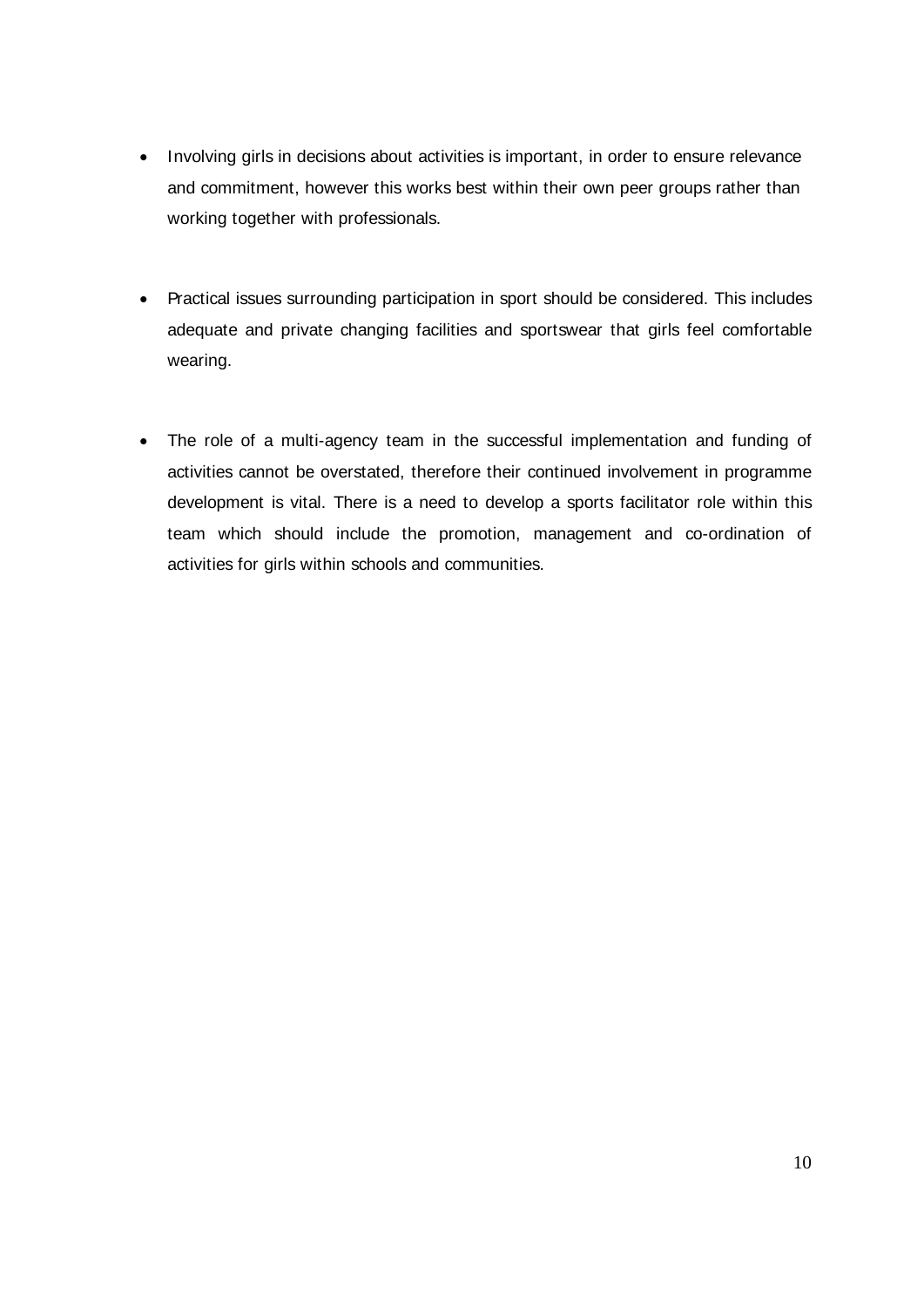- Involving girls in decisions about activities is important, in order to ensure relevance and commitment, however this works best within their own peer groups rather than working together with professionals.

- Practical issues surrounding participation in sport should be considered. This includes adequate and private changing facilities and sportswear that girls feel comfortable wearing.

- The role of a multi-agency team in the successful implementation and funding of activities cannot be overstated, therefore their continued involvement in programme development is vital. There is a need to develop a sports facilitator role within this team which should include the promotion, management and co-ordination of activities for girls within schools and communities.